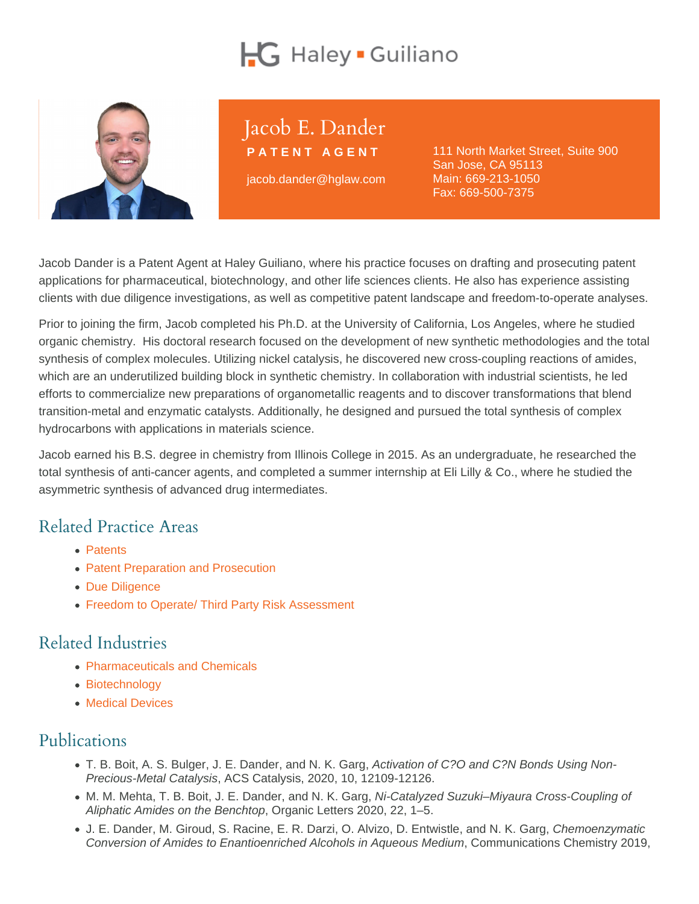Haley ▪ Guiliano

# Jacob E. Dander

**PATENT AGENT**

jacob.dander@hglaw.com

111 North Market Street, Suite 900
San Jose, CA 95113
Main: 669-213-1050
Fax: 669-500-7375

Jacob Dander is a Patent Agent at Haley Guiliano, where his practice focuses on drafting and prosecuting patent applications for pharmaceutical, biotechnology, and other life sciences clients. He also has experience assisting clients with due diligence investigations, as well as competitive patent landscape and freedom-to-operate analyses.

Prior to joining the firm, Jacob completed his Ph.D. at the University of California, Los Angeles, where he studied organic chemistry. His doctoral research focused on the development of new synthetic methodologies and the total synthesis of complex molecules. Utilizing nickel catalysis, he discovered new cross-coupling reactions of amides, which are an underutilized building block in synthetic chemistry. In collaboration with industrial scientists, he led efforts to commercialize new preparations of organometallic reagents and to discover transformations that blend transition-metal and enzymatic catalysts. Additionally, he designed and pursued the total synthesis of complex hydrocarbons with applications in materials science.

Jacob earned his B.S. degree in chemistry from Illinois College in 2015. As an undergraduate, he researched the total synthesis of anti-cancer agents, and completed a summer internship at Eli Lilly & Co., where he studied the asymmetric synthesis of advanced drug intermediates.

## Related Practice Areas

- Patents
- Patent Preparation and Prosecution
- Due Diligence
- Freedom to Operate/ Third Party Risk Assessment

## Related Industries

- Pharmaceuticals and Chemicals
- Biotechnology
- Medical Devices

## Publications

- T. B. Boit, A. S. Bulger, J. E. Dander, and N. K. Garg, *Activation of C?O and C?N Bonds Using Non-Precious-Metal Catalysis*, ACS Catalysis, 2020, 10, 12109-12126.
- M. M. Mehta, T. B. Boit, J. E. Dander, and N. K. Garg, *Ni-Catalyzed Suzuki–Miyaura Cross-Coupling of Aliphatic Amides on the Benchtop*, Organic Letters 2020, 22, 1–5.
- J. E. Dander, M. Giroud, S. Racine, E. R. Darzi, O. Alvizo, D. Entwistle, and N. K. Garg, *Chemoenzymatic Conversion of Amides to Enantioenriched Alcohols in Aqueous Medium*, Communications Chemistry 2019,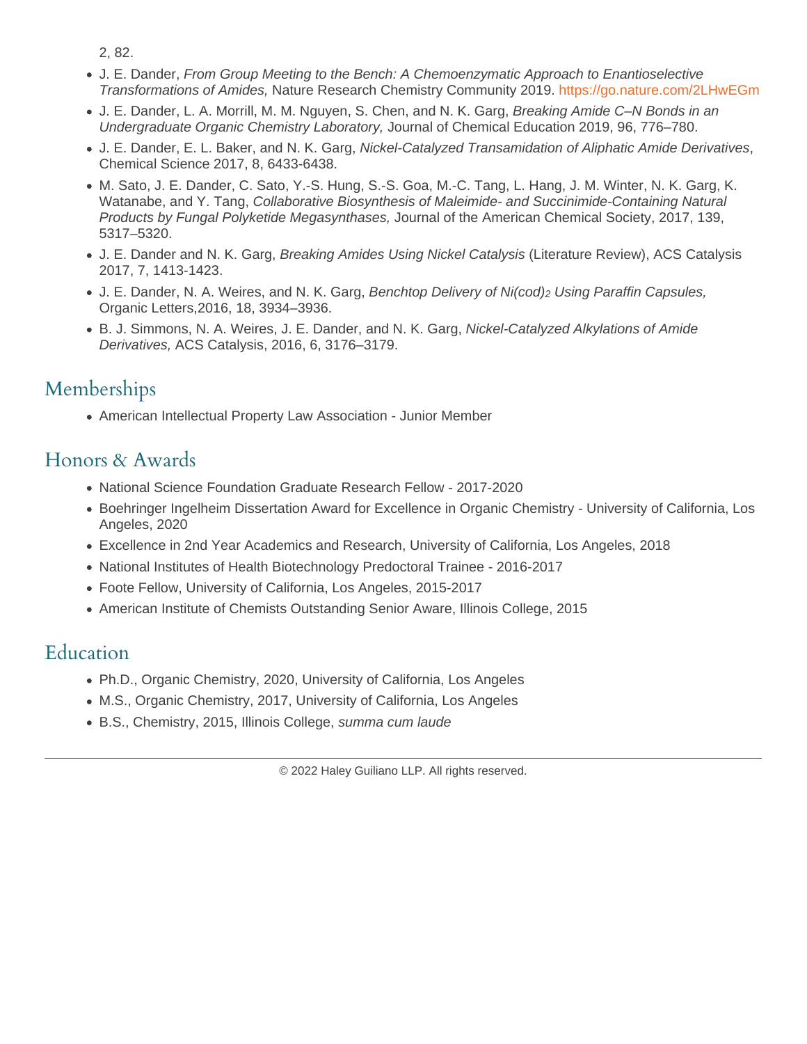2, 82.

- J. E. Dander, *From Group Meeting to the Bench: A Chemoenzymatic Approach to Enantioselective Transformations of Amides,* Nature Research Chemistry Community 2019. https://go.nature.com/2LHwEGm
- J. E. Dander, L. A. Morrill, M. M. Nguyen, S. Chen, and N. K. Garg, *Breaking Amide C–N Bonds in an Undergraduate Organic Chemistry Laboratory,* Journal of Chemical Education 2019, 96, 776–780.
- J. E. Dander, E. L. Baker, and N. K. Garg, *Nickel-Catalyzed Transamidation of Aliphatic Amide Derivatives*, Chemical Science 2017, 8, 6433-6438.
- M. Sato, J. E. Dander, C. Sato, Y.-S. Hung, S.-S. Goa, M.-C. Tang, L. Hang, J. M. Winter, N. K. Garg, K. Watanabe, and Y. Tang, *Collaborative Biosynthesis of Maleimide- and Succinimide-Containing Natural Products by Fungal Polyketide Megasynthases,* Journal of the American Chemical Society, 2017, 139, 5317–5320.
- J. E. Dander and N. K. Garg, *Breaking Amides Using Nickel Catalysis* (Literature Review), ACS Catalysis 2017, 7, 1413-1423.
- J. E. Dander, N. A. Weires, and N. K. Garg, *Benchtop Delivery of $Ni(cod)_2$ Using Paraffin Capsules,* Organic Letters,2016, 18, 3934–3936.
- B. J. Simmons, N. A. Weires, J. E. Dander, and N. K. Garg, *Nickel-Catalyzed Alkylations of Amide Derivatives,* ACS Catalysis, 2016, 6, 3176–3179.

## Memberships

- American Intellectual Property Law Association - Junior Member

## Honors & Awards

- National Science Foundation Graduate Research Fellow - 2017-2020
- Boehringer Ingelheim Dissertation Award for Excellence in Organic Chemistry - University of California, Los Angeles, 2020
- Excellence in 2nd Year Academics and Research, University of California, Los Angeles, 2018
- National Institutes of Health Biotechnology Predoctoral Trainee - 2016-2017
- Foote Fellow, University of California, Los Angeles, 2015-2017
- American Institute of Chemists Outstanding Senior Aware, Illinois College, 2015

## Education

- Ph.D., Organic Chemistry, 2020, University of California, Los Angeles
- M.S., Organic Chemistry, 2017, University of California, Los Angeles
- B.S., Chemistry, 2015, Illinois College, *summa cum laude*

© 2022 Haley Guiliano LLP. All rights reserved.